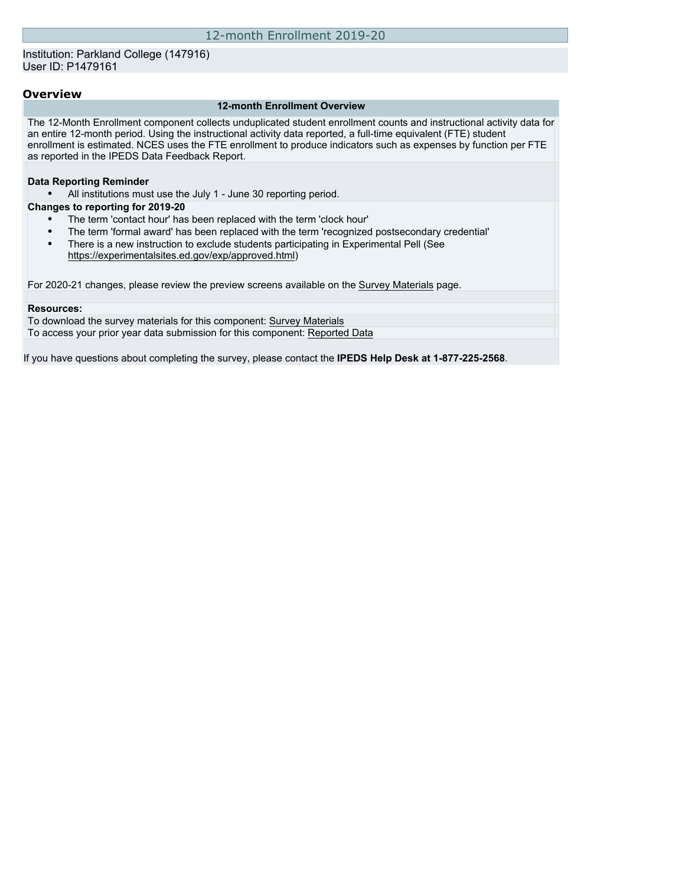# 12-month Enrollment 2019-20

Institution: Parkland College (147916)
User ID: P1479161

## Overview

### 12-month Enrollment Overview

The 12-Month Enrollment component collects unduplicated student enrollment counts and instructional activity data for an entire 12-month period. Using the instructional activity data reported, a full-time equivalent (FTE) student enrollment is estimated. NCES uses the FTE enrollment to produce indicators such as expenses by function per FTE as reported in the IPEDS Data Feedback Report.

**Data Reporting Reminder**

- All institutions must use the July 1 - June 30 reporting period.

**Changes to reporting for 2019-20**

- The term 'contact hour' has been replaced with the term 'clock hour'
- The term 'formal award' has been replaced with the term 'recognized postsecondary credential'
- There is a new instruction to exclude students participating in Experimental Pell (See https://experimentalsites.ed.gov/exp/approved.html)

For 2020-21 changes, please review the preview screens available on the Survey Materials page.

**Resources:**

To download the survey materials for this component: Survey Materials
To access your prior year data submission for this component: Reported Data

If you have questions about completing the survey, please contact the **IPEDS Help Desk at 1-877-225-2568**.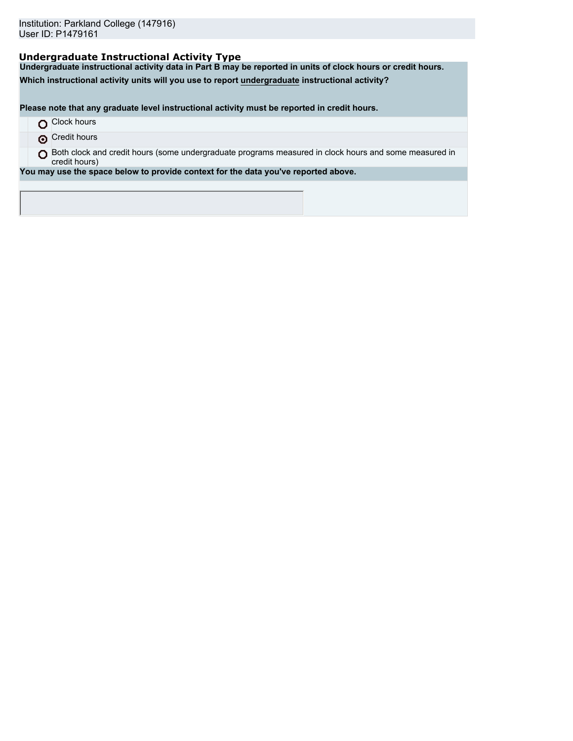Institution: Parkland College (147916)
User ID: P1479161

## Undergraduate Instructional Activity Type

**Undergraduate instructional activity data in Part B may be reported in units of clock hours or credit hours.**

**Which instructional activity units will you use to report undergraduate instructional activity?**

**Please note that any graduate level instructional activity must be reported in credit hours.**

- ○ Clock hours
- ◉ Credit hours
- ○ Both clock and credit hours (some undergraduate programs measured in clock hours and some measured in credit hours)

**You may use the space below to provide context for the data you've reported above.**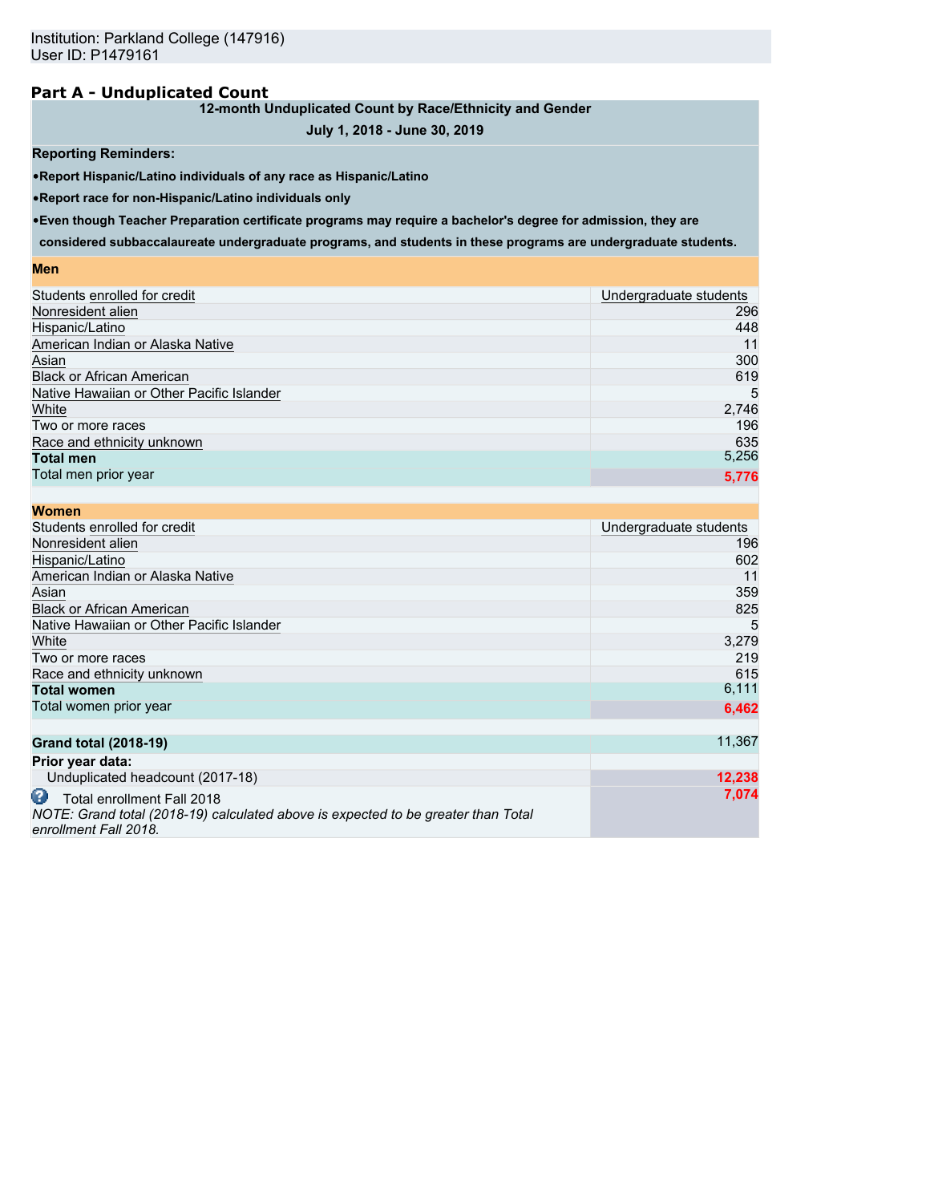Institution: Parkland College (147916)
User ID: P1479161

## Part A - Unduplicated Count

| 12-month Unduplicated Count by Race/Ethnicity and Gender | |
|---|---|
| July 1, 2018 - June 30, 2019 | |
| **Reporting Reminders:** | |
| •Report Hispanic/Latino individuals of any race as Hispanic/Latino | |
| •Report race for non-Hispanic/Latino individuals only | |
| •Even though Teacher Preparation certificate programs may require a bachelor's degree for admission, they are considered subbaccalaureate undergraduate programs, and students in these programs are undergraduate students. | |
| **Men** | |
| Students enrolled for credit | Undergraduate students |
| Nonresident alien | 296 |
| Hispanic/Latino | 448 |
| American Indian or Alaska Native | 11 |
| Asian | 300 |
| Black or African American | 619 |
| Native Hawaiian or Other Pacific Islander | 5 |
| White | 2,746 |
| Two or more races | 196 |
| Race and ethnicity unknown | 635 |
| **Total men** | 5,256 |
| Total men prior year | 5,776 |
| **Women** | |
| Students enrolled for credit | Undergraduate students |
| Nonresident alien | 196 |
| Hispanic/Latino | 602 |
| American Indian or Alaska Native | 11 |
| Asian | 359 |
| Black or African American | 825 |
| Native Hawaiian or Other Pacific Islander | 5 |
| White | 3,279 |
| Two or more races | 219 |
| Race and ethnicity unknown | 615 |
| **Total women** | 6,111 |
| Total women prior year | 6,462 |
| **Grand total (2018-19)** | 11,367 |
| **Prior year data:** | |
| Unduplicated headcount (2017-18) | 12,238 |
| Total enrollment Fall 2018<br>*NOTE: Grand total (2018-19) calculated above is expected to be greater than Total enrollment Fall 2018.* | 7,074 |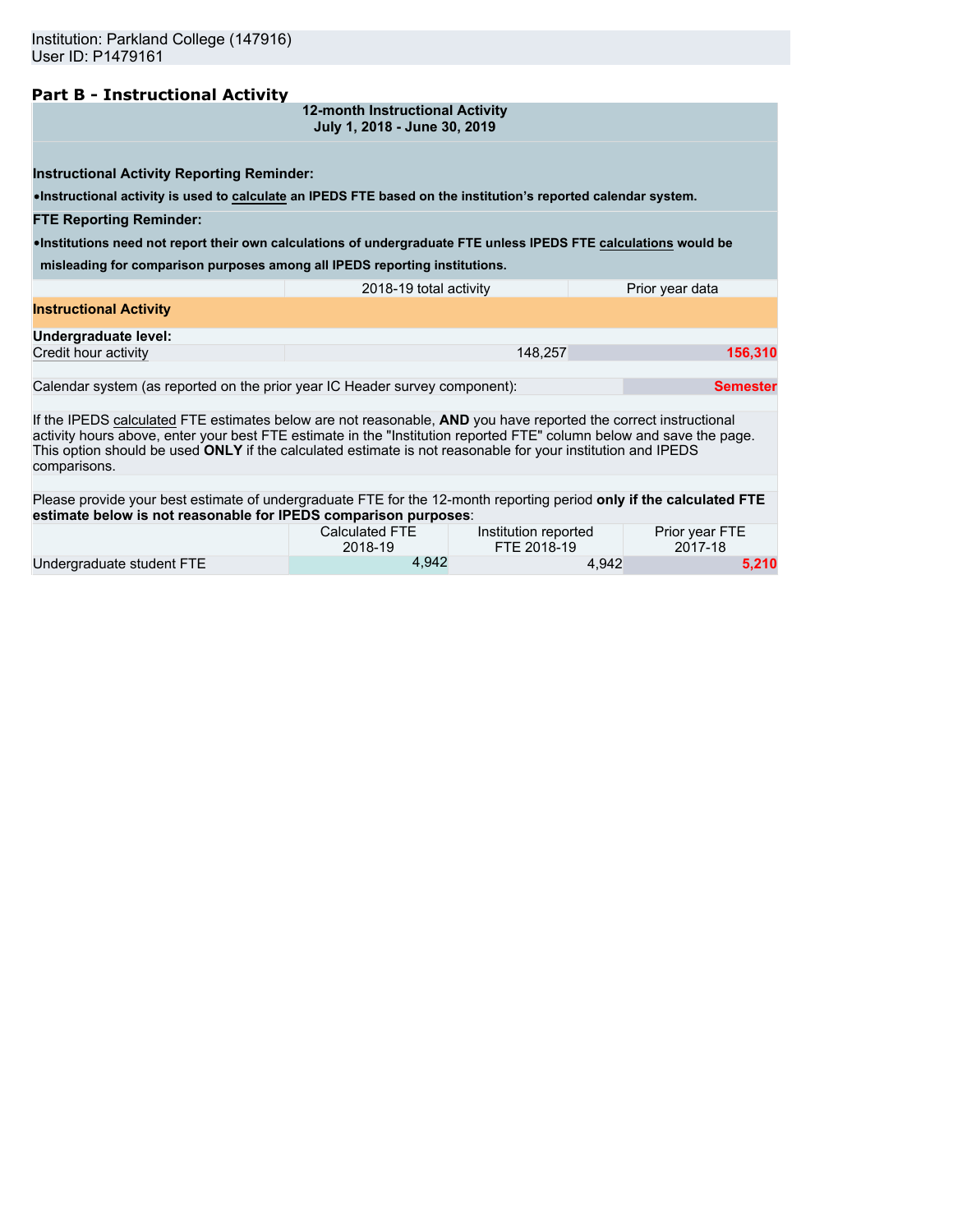Institution: Parkland College (147916)
User ID: P1479161

## Part B - Instructional Activity

**12-month Instructional Activity**
**July 1, 2018 - June 30, 2019**

**Instructional Activity Reporting Reminder:**

- **Instructional activity is used to calculate an IPEDS FTE based on the institution's reported calendar system.**

**FTE Reporting Reminder:**

- **Institutions need not report their own calculations of undergraduate FTE unless IPEDS FTE calculations would be misleading for comparison purposes among all IPEDS reporting institutions.**

| | 2018-19 total activity | Prior year data |
|---|---|---|
| **Instructional Activity** | | |
| **Undergraduate level:** | | |
| Credit hour activity | 148,257 | 156,310 |

Calendar system (as reported on the prior year IC Header survey component): **Semester**

If the IPEDS calculated FTE estimates below are not reasonable, **AND** you have reported the correct instructional activity hours above, enter your best FTE estimate in the "Institution reported FTE" column below and save the page. This option should be used **ONLY** if the calculated estimate is not reasonable for your institution and IPEDS comparisons.

Please provide your best estimate of undergraduate FTE for the 12-month reporting period **only if the calculated FTE estimate below is not reasonable for IPEDS comparison purposes**:

| | Calculated FTE 2018-19 | Institution reported FTE 2018-19 | Prior year FTE 2017-18 |
|---|---|---|---|
| Undergraduate student FTE | 4,942 | 4,942 | 5,210 |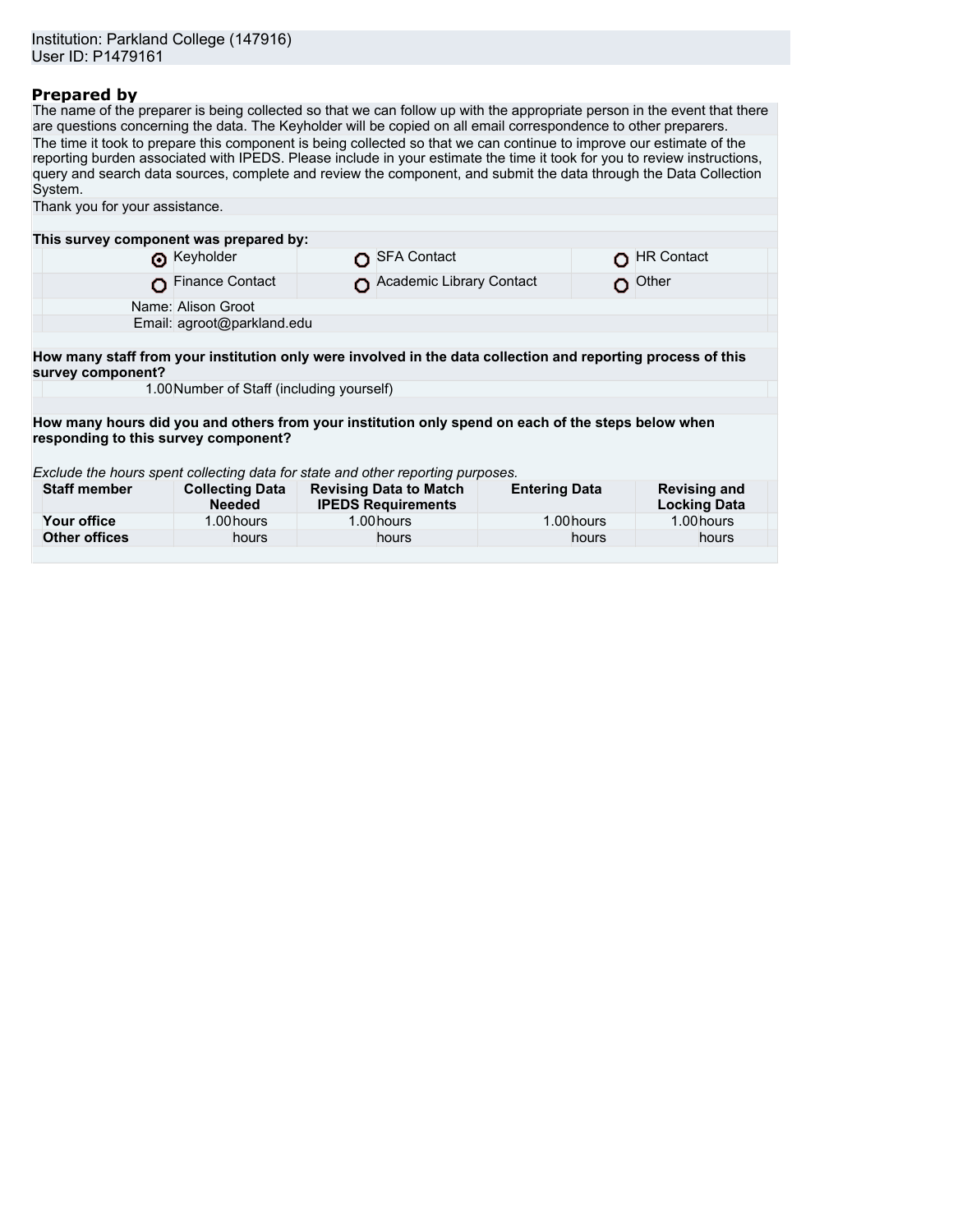Institution: Parkland College (147916)
User ID: P1479161

## Prepared by

The name of the preparer is being collected so that we can follow up with the appropriate person in the event that there are questions concerning the data. The Keyholder will be copied on all email correspondence to other preparers.

The time it took to prepare this component is being collected so that we can continue to improve our estimate of the reporting burden associated with IPEDS. Please include in your estimate the time it took for you to review instructions, query and search data sources, complete and review the component, and submit the data through the Data Collection System.

Thank you for your assistance.

**This survey component was prepared by:**

| | | |
|---|---|---|
| (selected) Keyholder | SFA Contact | HR Contact |
| Finance Contact | Academic Library Contact | Other |

Name: Alison Groot
Email: agroot@parkland.edu

**How many staff from your institution only were involved in the data collection and reporting process of this survey component?**

1.00 Number of Staff (including yourself)

**How many hours did you and others from your institution only spend on each of the steps below when responding to this survey component?**

*Exclude the hours spent collecting data for state and other reporting purposes.*

| Staff member | Collecting Data Needed | Revising Data to Match IPEDS Requirements | Entering Data | Revising and Locking Data |
|---|---|---|---|---|
| **Your office** | 1.00 hours | 1.00 hours | 1.00 hours | 1.00 hours |
| **Other offices** | hours | hours | hours | hours |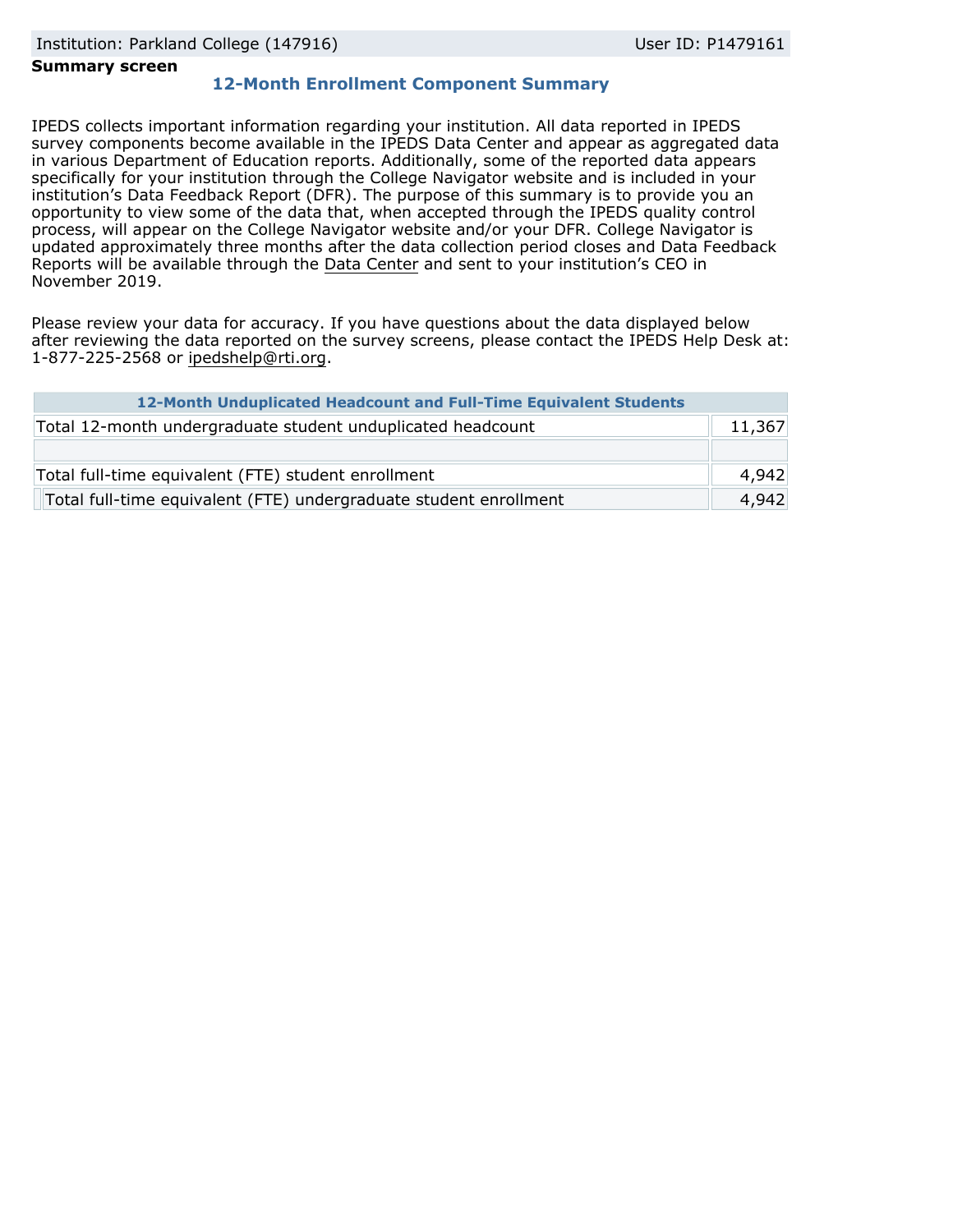Institution: Parkland College (147916) User ID: P1479161

**Summary screen**

## 12-Month Enrollment Component Summary

IPEDS collects important information regarding your institution. All data reported in IPEDS survey components become available in the IPEDS Data Center and appear as aggregated data in various Department of Education reports. Additionally, some of the reported data appears specifically for your institution through the College Navigator website and is included in your institution's Data Feedback Report (DFR). The purpose of this summary is to provide you an opportunity to view some of the data that, when accepted through the IPEDS quality control process, will appear on the College Navigator website and/or your DFR. College Navigator is updated approximately three months after the data collection period closes and Data Feedback Reports will be available through the Data Center and sent to your institution's CEO in November 2019.

Please review your data for accuracy. If you have questions about the data displayed below after reviewing the data reported on the survey screens, please contact the IPEDS Help Desk at: 1-877-225-2568 or ipedshelp@rti.org.

| 12-Month Unduplicated Headcount and Full-Time Equivalent Students | |
|---|---|
| Total 12-month undergraduate student unduplicated headcount | 11,367 |
| | |
| Total full-time equivalent (FTE) student enrollment | 4,942 |
| Total full-time equivalent (FTE) undergraduate student enrollment | 4,942 |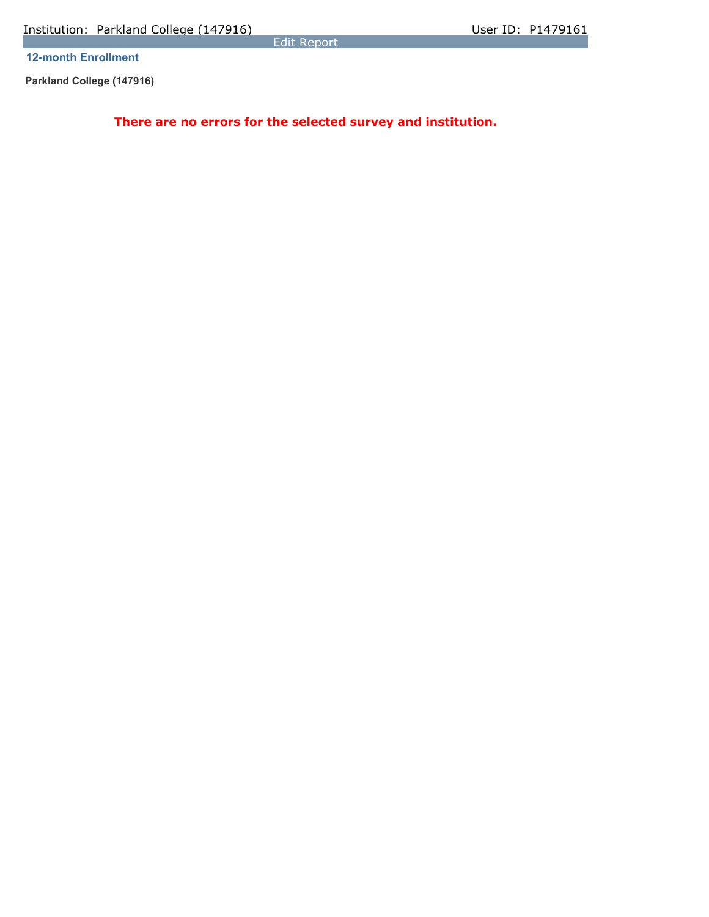Institution: Parkland College (147916) User ID: P1479161

## Edit Report

### 12-month Enrollment

**Parkland College (147916)**

**There are no errors for the selected survey and institution.**